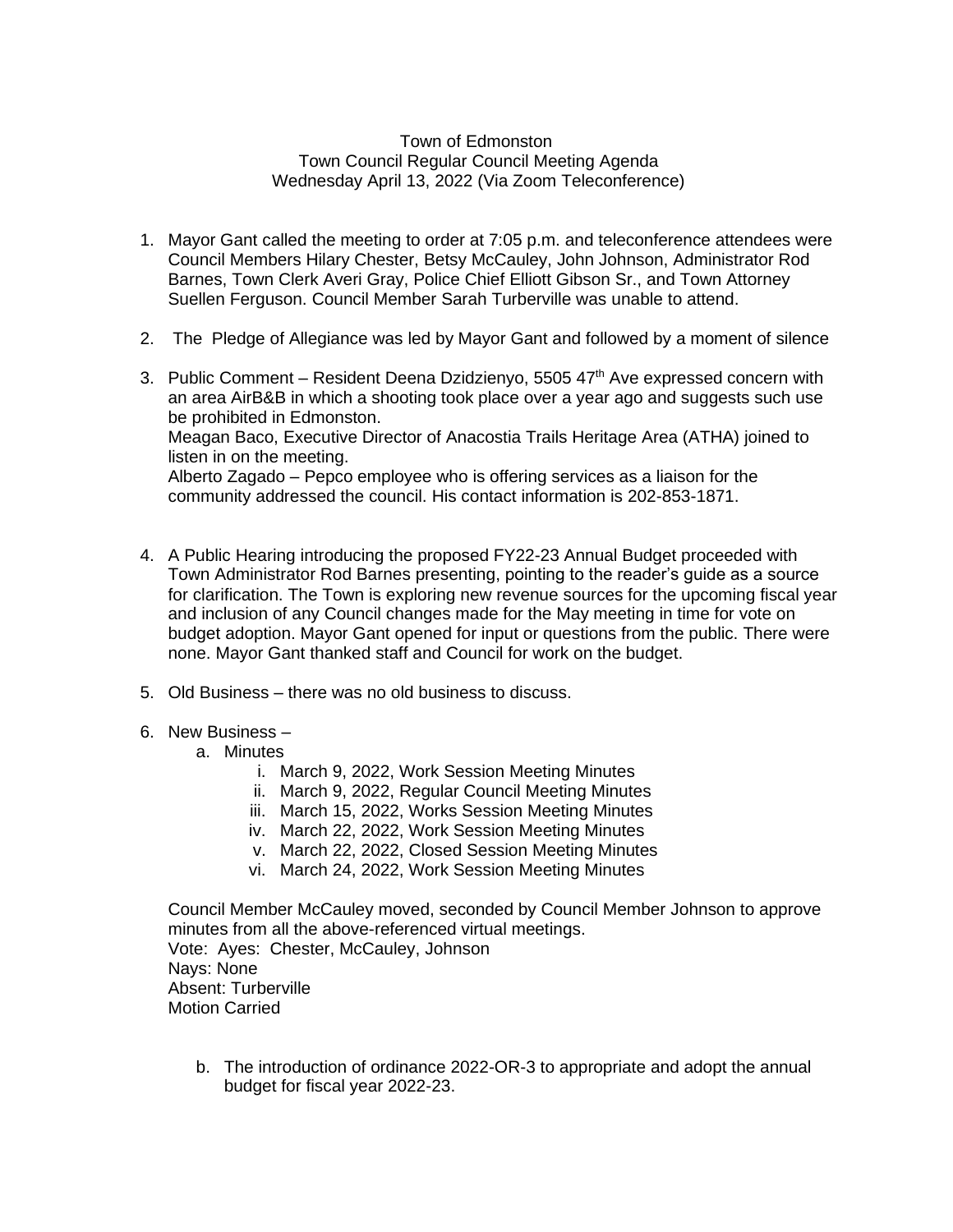Town of Edmonston
Town Council Regular Council Meeting Agenda
Wednesday April 13, 2022 (Via Zoom Teleconference)

1. Mayor Gant called the meeting to order at 7:05 p.m. and teleconference attendees were Council Members Hilary Chester, Betsy McCauley, John Johnson, Administrator Rod Barnes, Town Clerk Averi Gray, Police Chief Elliott Gibson Sr., and Town Attorney Suellen Ferguson. Council Member Sarah Turberville was unable to attend.

2. The Pledge of Allegiance was led by Mayor Gant and followed by a moment of silence

3. Public Comment – Resident Deena Dzidzienyo, 5505 47th Ave expressed concern with an area AirB&B in which a shooting took place over a year ago and suggests such use be prohibited in Edmonston.
   Meagan Baco, Executive Director of Anacostia Trails Heritage Area (ATHA) joined to listen in on the meeting.
   Alberto Zagado – Pepco employee who is offering services as a liaison for the community addressed the council. His contact information is 202-853-1871.

4. A Public Hearing introducing the proposed FY22-23 Annual Budget proceeded with Town Administrator Rod Barnes presenting, pointing to the reader's guide as a source for clarification. The Town is exploring new revenue sources for the upcoming fiscal year and inclusion of any Council changes made for the May meeting in time for vote on budget adoption. Mayor Gant opened for input or questions from the public. There were none. Mayor Gant thanked staff and Council for work on the budget.

5. Old Business – there was no old business to discuss.

6. New Business –
   a. Minutes
      i. March 9, 2022, Work Session Meeting Minutes
      ii. March 9, 2022, Regular Council Meeting Minutes
      iii. March 15, 2022, Works Session Meeting Minutes
      iv. March 22, 2022, Work Session Meeting Minutes
      v. March 22, 2022, Closed Session Meeting Minutes
      vi. March 24, 2022, Work Session Meeting Minutes

   Council Member McCauley moved, seconded by Council Member Johnson to approve minutes from all the above-referenced virtual meetings.
   Vote: Ayes: Chester, McCauley, Johnson
   Nays: None
   Absent: Turberville
   Motion Carried

   b. The introduction of ordinance 2022-OR-3 to appropriate and adopt the annual budget for fiscal year 2022-23.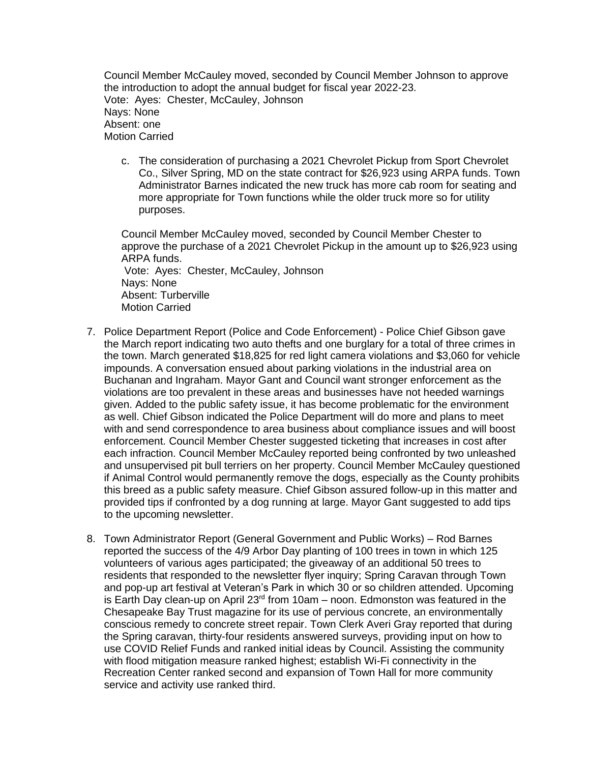Council Member McCauley moved, seconded by Council Member Johnson to approve the introduction to adopt the annual budget for fiscal year 2022-23.
Vote: Ayes: Chester, McCauley, Johnson
Nays: None
Absent: one
Motion Carried

c. The consideration of purchasing a 2021 Chevrolet Pickup from Sport Chevrolet Co., Silver Spring, MD on the state contract for $26,923 using ARPA funds. Town Administrator Barnes indicated the new truck has more cab room for seating and more appropriate for Town functions while the older truck more so for utility purposes.

Council Member McCauley moved, seconded by Council Member Chester to approve the purchase of a 2021 Chevrolet Pickup in the amount up to $26,923 using ARPA funds.
Vote: Ayes: Chester, McCauley, Johnson
Nays: None
Absent: Turberville
Motion Carried

7. Police Department Report (Police and Code Enforcement) - Police Chief Gibson gave the March report indicating two auto thefts and one burglary for a total of three crimes in the town. March generated $18,825 for red light camera violations and $3,060 for vehicle impounds. A conversation ensued about parking violations in the industrial area on Buchanan and Ingraham. Mayor Gant and Council want stronger enforcement as the violations are too prevalent in these areas and businesses have not heeded warnings given. Added to the public safety issue, it has become problematic for the environment as well. Chief Gibson indicated the Police Department will do more and plans to meet with and send correspondence to area business about compliance issues and will boost enforcement. Council Member Chester suggested ticketing that increases in cost after each infraction. Council Member McCauley reported being confronted by two unleashed and unsupervised pit bull terriers on her property. Council Member McCauley questioned if Animal Control would permanently remove the dogs, especially as the County prohibits this breed as a public safety measure. Chief Gibson assured follow-up in this matter and provided tips if confronted by a dog running at large. Mayor Gant suggested to add tips to the upcoming newsletter.

8. Town Administrator Report (General Government and Public Works) – Rod Barnes reported the success of the 4/9 Arbor Day planting of 100 trees in town in which 125 volunteers of various ages participated; the giveaway of an additional 50 trees to residents that responded to the newsletter flyer inquiry; Spring Caravan through Town and pop-up art festival at Veteran's Park in which 30 or so children attended. Upcoming is Earth Day clean-up on April 23rd from 10am – noon. Edmonston was featured in the Chesapeake Bay Trust magazine for its use of pervious concrete, an environmentally conscious remedy to concrete street repair. Town Clerk Averi Gray reported that during the Spring caravan, thirty-four residents answered surveys, providing input on how to use COVID Relief Funds and ranked initial ideas by Council. Assisting the community with flood mitigation measure ranked highest; establish Wi-Fi connectivity in the Recreation Center ranked second and expansion of Town Hall for more community service and activity use ranked third.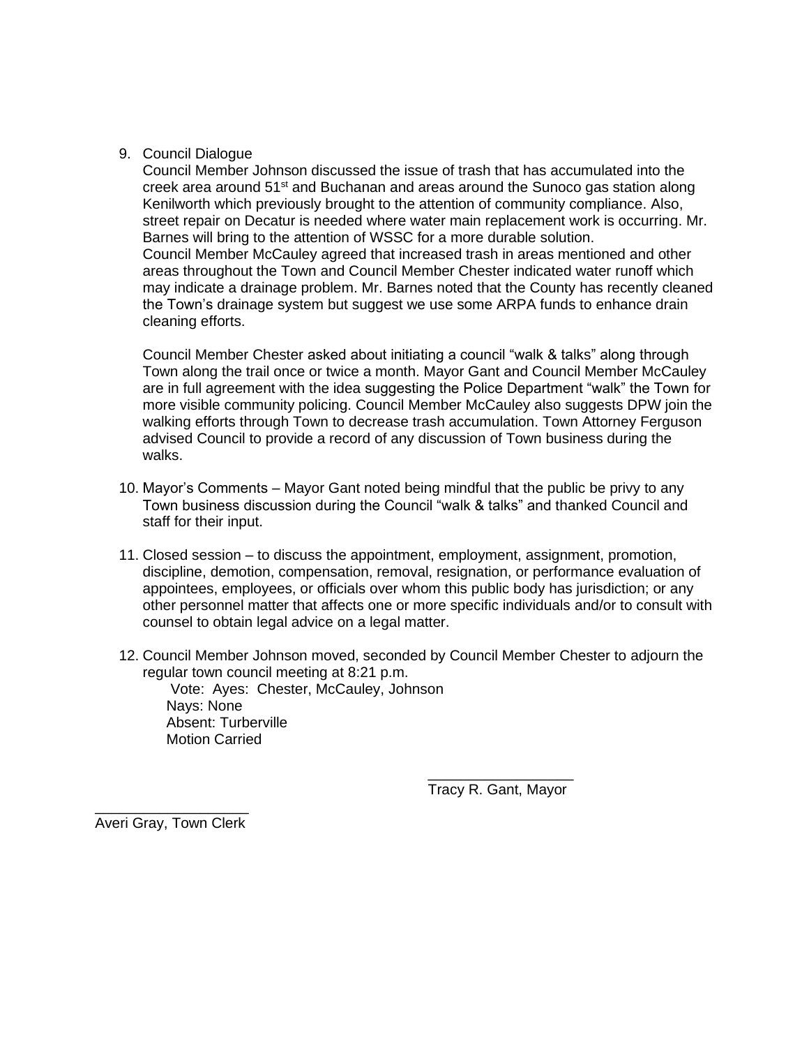9. Council Dialogue
   Council Member Johnson discussed the issue of trash that has accumulated into the creek area around 51st and Buchanan and areas around the Sunoco gas station along Kenilworth which previously brought to the attention of community compliance. Also, street repair on Decatur is needed where water main replacement work is occurring. Mr. Barnes will bring to the attention of WSSC for a more durable solution.
   Council Member McCauley agreed that increased trash in areas mentioned and other areas throughout the Town and Council Member Chester indicated water runoff which may indicate a drainage problem. Mr. Barnes noted that the County has recently cleaned the Town's drainage system but suggest we use some ARPA funds to enhance drain cleaning efforts.

   Council Member Chester asked about initiating a council "walk & talks" along through Town along the trail once or twice a month. Mayor Gant and Council Member McCauley are in full agreement with the idea suggesting the Police Department "walk" the Town for more visible community policing. Council Member McCauley also suggests DPW join the walking efforts through Town to decrease trash accumulation. Town Attorney Ferguson advised Council to provide a record of any discussion of Town business during the walks.

10. Mayor's Comments – Mayor Gant noted being mindful that the public be privy to any Town business discussion during the Council "walk & talks" and thanked Council and staff for their input.

11. Closed session – to discuss the appointment, employment, assignment, promotion, discipline, demotion, compensation, removal, resignation, or performance evaluation of appointees, employees, or officials over whom this public body has jurisdiction; or any other personnel matter that affects one or more specific individuals and/or to consult with counsel to obtain legal advice on a legal matter.

12. Council Member Johnson moved, seconded by Council Member Chester to adjourn the regular town council meeting at 8:21 p.m.
    Vote: Ayes: Chester, McCauley, Johnson
    Nays: None
    Absent: Turberville
    Motion Carried

\_\_\_\_\_\_\_\_\_\_\_\_\_\_\_\_\_\_
Tracy R. Gant, Mayor

\_\_\_\_\_\_\_\_\_\_\_\_\_\_\_\_\_\_
Averi Gray, Town Clerk